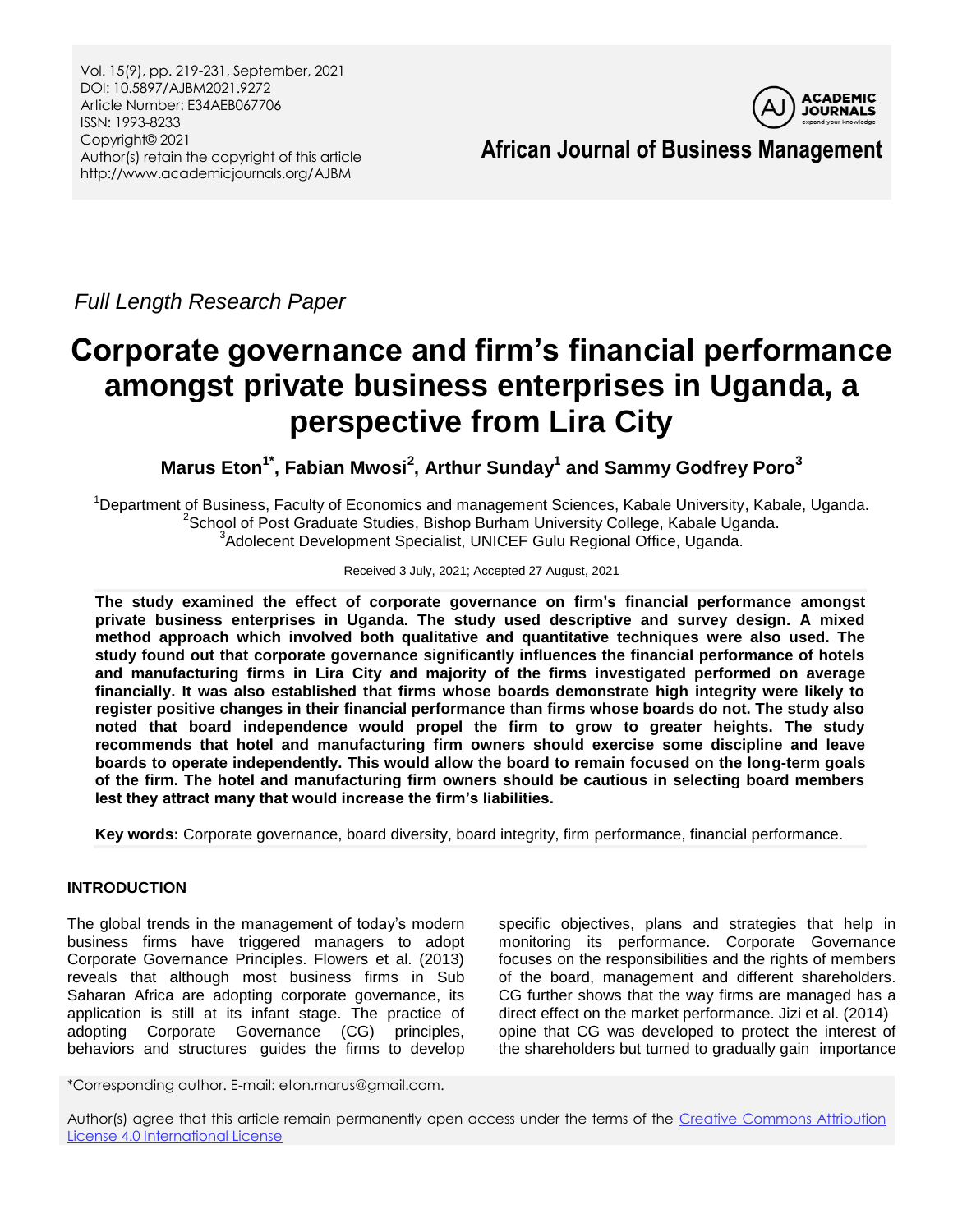Vol. 15(9), pp. 219-231, September, 2021
DOI: 10.5897/AJBM2021.9272
Article Number: E34AEB067706
ISSN: 1993-8233
Copyright© 2021
Author(s) retain the copyright of this article
http://www.academicjournals.org/AJBM

**African Journal of Business Management**

*Full Length Research Paper*

# Corporate governance and firm's financial performance amongst private business enterprises in Uganda, a perspective from Lira City

**Marus Eton[1*], Fabian Mwosi[2], Arthur Sunday[1] and Sammy Godfrey Poro[3]**

[1]Department of Business, Faculty of Economics and management Sciences, Kabale University, Kabale, Uganda.
[2]School of Post Graduate Studies, Bishop Burham University College, Kabale Uganda.
[3]Adolecent Development Specialist, UNICEF Gulu Regional Office, Uganda.

Received 3 July, 2021; Accepted 27 August, 2021

**The study examined the effect of corporate governance on firm's financial performance amongst private business enterprises in Uganda. The study used descriptive and survey design. A mixed method approach which involved both qualitative and quantitative techniques were also used. The study found out that corporate governance significantly influences the financial performance of hotels and manufacturing firms in Lira City and majority of the firms investigated performed on average financially. It was also established that firms whose boards demonstrate high integrity were likely to register positive changes in their financial performance than firms whose boards do not. The study also noted that board independence would propel the firm to grow to greater heights. The study recommends that hotel and manufacturing firm owners should exercise some discipline and leave boards to operate independently. This would allow the board to remain focused on the long-term goals of the firm. The hotel and manufacturing firm owners should be cautious in selecting board members lest they attract many that would increase the firm's liabilities.**

**Key words:** Corporate governance, board diversity, board integrity, firm performance, financial performance.

## INTRODUCTION

The global trends in the management of today's modern business firms have triggered managers to adopt Corporate Governance Principles. Flowers et al. (2013) reveals that although most business firms in Sub Saharan Africa are adopting corporate governance, its application is still at its infant stage. The practice of adopting Corporate Governance (CG) principles, behaviors and structures guides the firms to develop specific objectives, plans and strategies that help in monitoring its performance. Corporate Governance focuses on the responsibilities and the rights of members of the board, management and different shareholders. CG further shows that the way firms are managed has a direct effect on the market performance. Jizi et al. (2014) opine that CG was developed to protect the interest of the shareholders but turned to gradually gain importance

*Corresponding author. E-mail: eton.marus@gmail.com.

Author(s) agree that this article remain permanently open access under the terms of the Creative Commons Attribution License 4.0 International License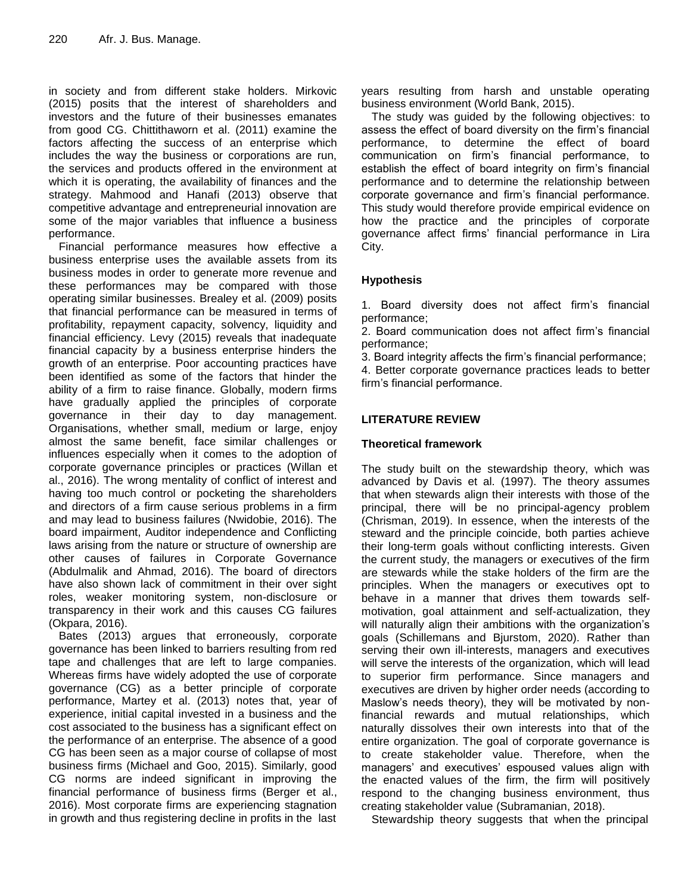in society and from different stake holders. Mirkovic (2015) posits that the interest of shareholders and investors and the future of their businesses emanates from good CG. Chittithaworn et al. (2011) examine the factors affecting the success of an enterprise which includes the way the business or corporations are run, the services and products offered in the environment at which it is operating, the availability of finances and the strategy. Mahmood and Hanafi (2013) observe that competitive advantage and entrepreneurial innovation are some of the major variables that influence a business performance.

Financial performance measures how effective a business enterprise uses the available assets from its business modes in order to generate more revenue and these performances may be compared with those operating similar businesses. Brealey et al. (2009) posits that financial performance can be measured in terms of profitability, repayment capacity, solvency, liquidity and financial efficiency. Levy (2015) reveals that inadequate financial capacity by a business enterprise hinders the growth of an enterprise. Poor accounting practices have been identified as some of the factors that hinder the ability of a firm to raise finance. Globally, modern firms have gradually applied the principles of corporate governance in their day to day management. Organisations, whether small, medium or large, enjoy almost the same benefit, face similar challenges or influences especially when it comes to the adoption of corporate governance principles or practices (Willan et al., 2016). The wrong mentality of conflict of interest and having too much control or pocketing the shareholders and directors of a firm cause serious problems in a firm and may lead to business failures (Nwidobie, 2016). The board impairment, Auditor independence and Conflicting laws arising from the nature or structure of ownership are other causes of failures in Corporate Governance (Abdulmalik and Ahmad, 2016). The board of directors have also shown lack of commitment in their over sight roles, weaker monitoring system, non-disclosure or transparency in their work and this causes CG failures (Okpara, 2016).

Bates (2013) argues that erroneously, corporate governance has been linked to barriers resulting from red tape and challenges that are left to large companies. Whereas firms have widely adopted the use of corporate governance (CG) as a better principle of corporate performance, Martey et al. (2013) notes that, year of experience, initial capital invested in a business and the cost associated to the business has a significant effect on the performance of an enterprise. The absence of a good CG has been seen as a major course of collapse of most business firms (Michael and Goo, 2015). Similarly, good CG norms are indeed significant in improving the financial performance of business firms (Berger et al., 2016). Most corporate firms are experiencing stagnation in growth and thus registering decline in profits in the last years resulting from harsh and unstable operating business environment (World Bank, 2015).

The study was guided by the following objectives: to assess the effect of board diversity on the firm's financial performance, to determine the effect of board communication on firm's financial performance, to establish the effect of board integrity on firm's financial performance and to determine the relationship between corporate governance and firm's financial performance. This study would therefore provide empirical evidence on how the practice and the principles of corporate governance affect firms' financial performance in Lira City.

## Hypothesis

1. Board diversity does not affect firm's financial performance;
2. Board communication does not affect firm's financial performance;
3. Board integrity affects the firm's financial performance;
4. Better corporate governance practices leads to better firm's financial performance.

## LITERATURE REVIEW

### Theoretical framework

The study built on the stewardship theory, which was advanced by Davis et al. (1997). The theory assumes that when stewards align their interests with those of the principal, there will be no principal-agency problem (Chrisman, 2019). In essence, when the interests of the steward and the principle coincide, both parties achieve their long-term goals without conflicting interests. Given the current study, the managers or executives of the firm are stewards while the stake holders of the firm are the principles. When the managers or executives opt to behave in a manner that drives them towards self-motivation, goal attainment and self-actualization, they will naturally align their ambitions with the organization's goals (Schillemans and Bjurstom, 2020). Rather than serving their own ill-interests, managers and executives will serve the interests of the organization, which will lead to superior firm performance. Since managers and executives are driven by higher order needs (according to Maslow's needs theory), they will be motivated by non-financial rewards and mutual relationships, which naturally dissolves their own interests into that of the entire organization. The goal of corporate governance is to create stakeholder value. Therefore, when the managers' and executives' espoused values align with the enacted values of the firm, the firm will positively respond to the changing business environment, thus creating stakeholder value (Subramanian, 2018).

Stewardship theory suggests that when the principal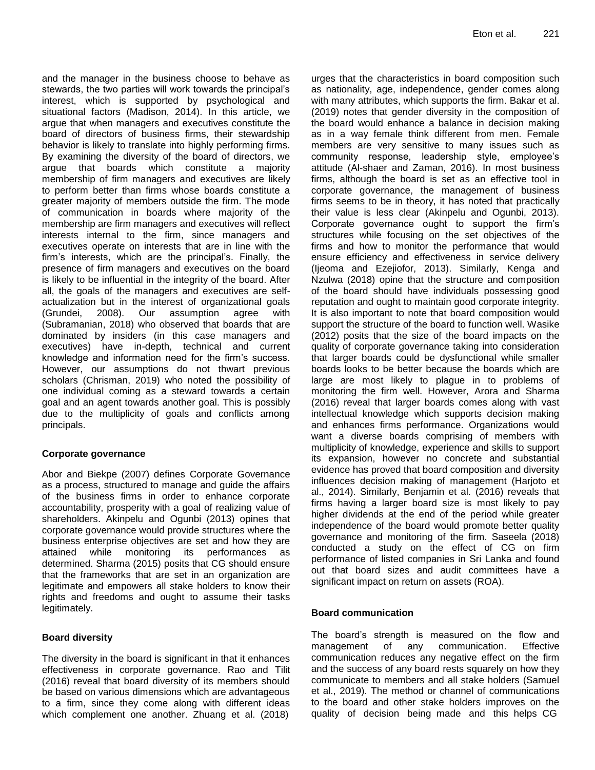and the manager in the business choose to behave as stewards, the two parties will work towards the principal's interest, which is supported by psychological and situational factors (Madison, 2014). In this article, we argue that when managers and executives constitute the board of directors of business firms, their stewardship behavior is likely to translate into highly performing firms. By examining the diversity of the board of directors, we argue that boards which constitute a majority membership of firm managers and executives are likely to perform better than firms whose boards constitute a greater majority of members outside the firm. The mode of communication in boards where majority of the membership are firm managers and executives will reflect interests internal to the firm, since managers and executives operate on interests that are in line with the firm's interests, which are the principal's. Finally, the presence of firm managers and executives on the board is likely to be influential in the integrity of the board. After all, the goals of the managers and executives are self-actualization but in the interest of organizational goals (Grundei, 2008). Our assumption agree with (Subramanian, 2018) who observed that boards that are dominated by insiders (in this case managers and executives) have in-depth, technical and current knowledge and information need for the firm's success. However, our assumptions do not thwart previous scholars (Chrisman, 2019) who noted the possibility of one individual coming as a steward towards a certain goal and an agent towards another goal. This is possibly due to the multiplicity of goals and conflicts among principals.

### Corporate governance

Abor and Biekpe (2007) defines Corporate Governance as a process, structured to manage and guide the affairs of the business firms in order to enhance corporate accountability, prosperity with a goal of realizing value of shareholders. Akinpelu and Ogunbi (2013) opines that corporate governance would provide structures where the business enterprise objectives are set and how they are attained while monitoring its performances as determined. Sharma (2015) posits that CG should ensure that the frameworks that are set in an organization are legitimate and empowers all stake holders to know their rights and freedoms and ought to assume their tasks legitimately.

### Board diversity

The diversity in the board is significant in that it enhances effectiveness in corporate governance. Rao and Tilit (2016) reveal that board diversity of its members should be based on various dimensions which are advantageous to a firm, since they come along with different ideas which complement one another. Zhuang et al. (2018) urges that the characteristics in board composition such as nationality, age, independence, gender comes along with many attributes, which supports the firm. Bakar et al. (2019) notes that gender diversity in the composition of the board would enhance a balance in decision making as in a way female think different from men. Female members are very sensitive to many issues such as community response, leadership style, employee's attitude (Al-shaer and Zaman, 2016). In most business firms, although the board is set as an effective tool in corporate governance, the management of business firms seems to be in theory, it has noted that practically their value is less clear (Akinpelu and Ogunbi, 2013). Corporate governance ought to support the firm's structures while focusing on the set objectives of the firms and how to monitor the performance that would ensure efficiency and effectiveness in service delivery (Ijeoma and Ezejiofor, 2013). Similarly, Kenga and Nzulwa (2018) opine that the structure and composition of the board should have individuals possessing good reputation and ought to maintain good corporate integrity. It is also important to note that board composition would support the structure of the board to function well. Wasike (2012) posits that the size of the board impacts on the quality of corporate governance taking into consideration that larger boards could be dysfunctional while smaller boards looks to be better because the boards which are large are most likely to plague in to problems of monitoring the firm well. However, Arora and Sharma (2016) reveal that larger boards comes along with vast intellectual knowledge which supports decision making and enhances firms performance. Organizations would want a diverse boards comprising of members with multiplicity of knowledge, experience and skills to support its expansion, however no concrete and substantial evidence has proved that board composition and diversity influences decision making of management (Harjoto et al., 2014). Similarly, Benjamin et al. (2016) reveals that firms having a larger board size is most likely to pay higher dividends at the end of the period while greater independence of the board would promote better quality governance and monitoring of the firm. Saseela (2018) conducted a study on the effect of CG on firm performance of listed companies in Sri Lanka and found out that board sizes and audit committees have a significant impact on return on assets (ROA).

### Board communication

The board's strength is measured on the flow and management of any communication. Effective communication reduces any negative effect on the firm and the success of any board rests squarely on how they communicate to members and all stake holders (Samuel et al., 2019). The method or channel of communications to the board and other stake holders improves on the quality of decision being made and this helps CG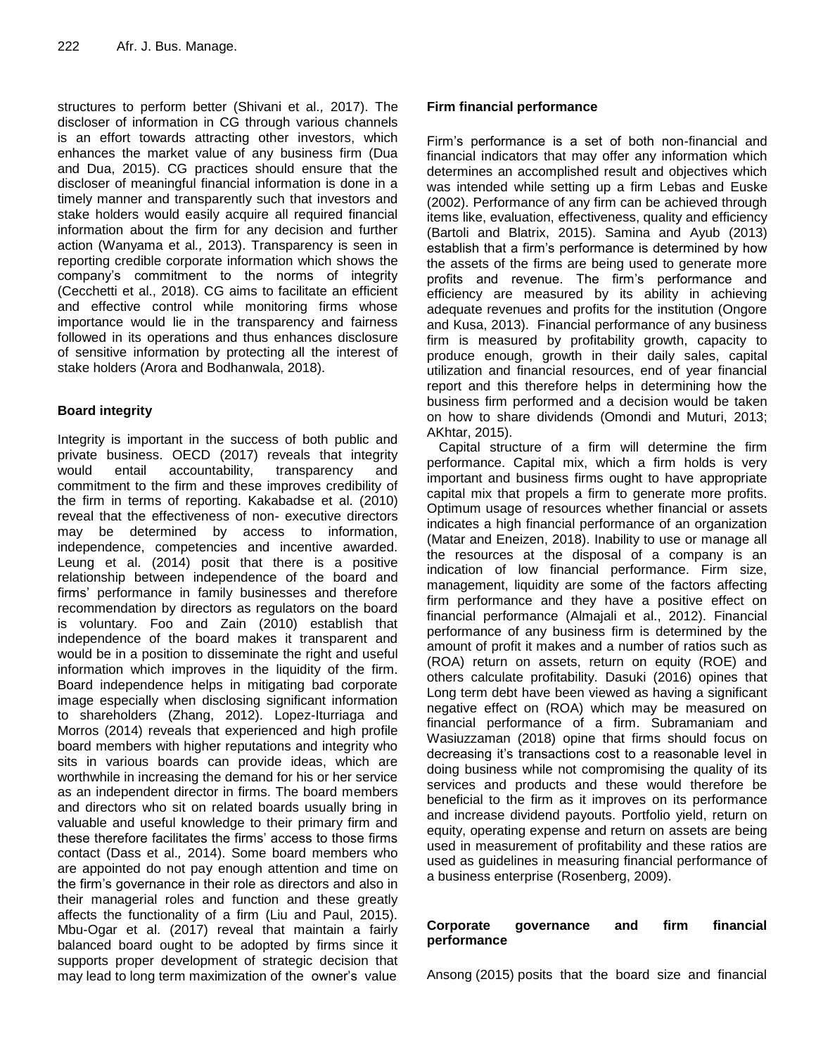structures to perform better (Shivani et al*.,* 2017). The discloser of information in CG through various channels is an effort towards attracting other investors, which enhances the market value of any business firm (Dua and Dua, 2015). CG practices should ensure that the discloser of meaningful financial information is done in a timely manner and transparently such that investors and stake holders would easily acquire all required financial information about the firm for any decision and further action (Wanyama et al*.,* 2013). Transparency is seen in reporting credible corporate information which shows the company's commitment to the norms of integrity (Cecchetti et al., 2018). CG aims to facilitate an efficient and effective control while monitoring firms whose importance would lie in the transparency and fairness followed in its operations and thus enhances disclosure of sensitive information by protecting all the interest of stake holders (Arora and Bodhanwala, 2018).

## Board integrity

Integrity is important in the success of both public and private business. OECD (2017) reveals that integrity would entail accountability, transparency and commitment to the firm and these improves credibility of the firm in terms of reporting. Kakabadse et al. (2010) reveal that the effectiveness of non- executive directors may be determined by access to information, independence, competencies and incentive awarded. Leung et al. (2014) posit that there is a positive relationship between independence of the board and firms' performance in family businesses and therefore recommendation by directors as regulators on the board is voluntary. Foo and Zain (2010) establish that independence of the board makes it transparent and would be in a position to disseminate the right and useful information which improves in the liquidity of the firm. Board independence helps in mitigating bad corporate image especially when disclosing significant information to shareholders (Zhang, 2012). Lopez-Iturriaga and Morros (2014) reveals that experienced and high profile board members with higher reputations and integrity who sits in various boards can provide ideas, which are worthwhile in increasing the demand for his or her service as an independent director in firms. The board members and directors who sit on related boards usually bring in valuable and useful knowledge to their primary firm and these therefore facilitates the firms' access to those firms contact (Dass et al*.,* 2014). Some board members who are appointed do not pay enough attention and time on the firm's governance in their role as directors and also in their managerial roles and function and these greatly affects the functionality of a firm (Liu and Paul, 2015). Mbu-Ogar et al. (2017) reveal that maintain a fairly balanced board ought to be adopted by firms since it supports proper development of strategic decision that may lead to long term maximization of the owner's value

## Firm financial performance

Firm's performance is a set of both non-financial and financial indicators that may offer any information which determines an accomplished result and objectives which was intended while setting up a firm Lebas and Euske (2002). Performance of any firm can be achieved through items like, evaluation, effectiveness, quality and efficiency (Bartoli and Blatrix, 2015). Samina and Ayub (2013) establish that a firm's performance is determined by how the assets of the firms are being used to generate more profits and revenue. The firm's performance and efficiency are measured by its ability in achieving adequate revenues and profits for the institution (Ongore and Kusa, 2013). Financial performance of any business firm is measured by profitability growth, capacity to produce enough, growth in their daily sales, capital utilization and financial resources, end of year financial report and this therefore helps in determining how the business firm performed and a decision would be taken on how to share dividends (Omondi and Muturi, 2013; AKhtar, 2015).

Capital structure of a firm will determine the firm performance. Capital mix, which a firm holds is very important and business firms ought to have appropriate capital mix that propels a firm to generate more profits. Optimum usage of resources whether financial or assets indicates a high financial performance of an organization (Matar and Eneizen, 2018). Inability to use or manage all the resources at the disposal of a company is an indication of low financial performance. Firm size, management, liquidity are some of the factors affecting firm performance and they have a positive effect on financial performance (Almajali et al., 2012). Financial performance of any business firm is determined by the amount of profit it makes and a number of ratios such as (ROA) return on assets, return on equity (ROE) and others calculate profitability. Dasuki (2016) opines that Long term debt have been viewed as having a significant negative effect on (ROA) which may be measured on financial performance of a firm. Subramaniam and Wasiuzzaman (2018) opine that firms should focus on decreasing it's transactions cost to a reasonable level in doing business while not compromising the quality of its services and products and these would therefore be beneficial to the firm as it improves on its performance and increase dividend payouts. Portfolio yield, return on equity, operating expense and return on assets are being used in measurement of profitability and these ratios are used as guidelines in measuring financial performance of a business enterprise (Rosenberg, 2009).

## Corporate governance and firm financial performance

Ansong (2015) posits that the board size and financial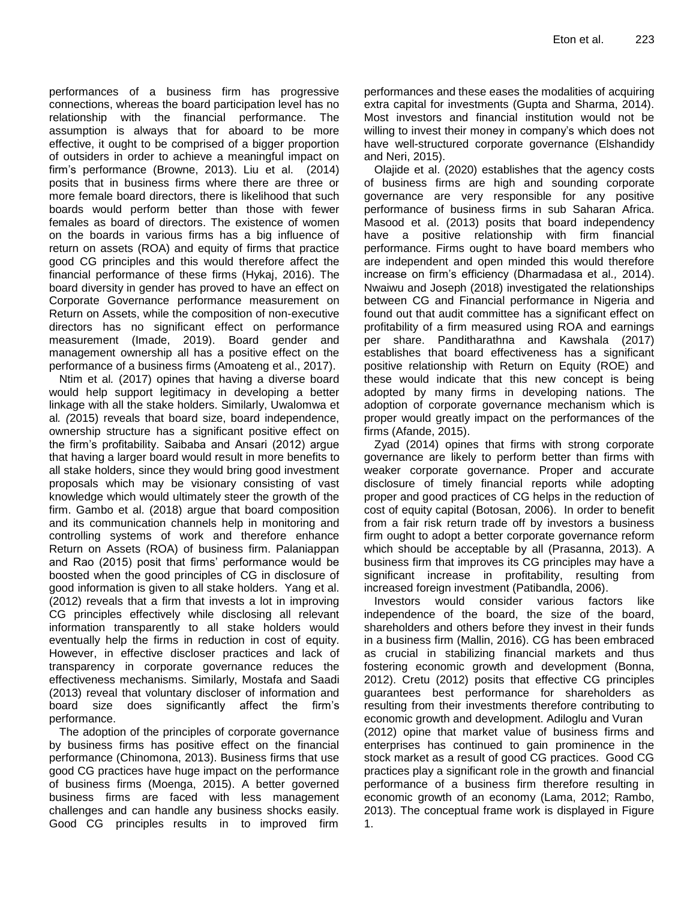performances of a business firm has progressive connections, whereas the board participation level has no relationship with the financial performance. The assumption is always that for aboard to be more effective, it ought to be comprised of a bigger proportion of outsiders in order to achieve a meaningful impact on firm's performance (Browne, 2013). Liu et al. (2014) posits that in business firms where there are three or more female board directors, there is likelihood that such boards would perform better than those with fewer females as board of directors. The existence of women on the boards in various firms has a big influence of return on assets (ROA) and equity of firms that practice good CG principles and this would therefore affect the financial performance of these firms (Hykaj, 2016). The board diversity in gender has proved to have an effect on Corporate Governance performance measurement on Return on Assets, while the composition of non-executive directors has no significant effect on performance measurement (Imade, 2019). Board gender and management ownership all has a positive effect on the performance of a business firms (Amoateng et al., 2017).

Ntim et al*.* (2017) opines that having a diverse board would help support legitimacy in developing a better linkage with all the stake holders. Similarly, Uwalomwa et al*. (*2015) reveals that board size, board independence, ownership structure has a significant positive effect on the firm's profitability. Saibaba and Ansari (2012) argue that having a larger board would result in more benefits to all stake holders, since they would bring good investment proposals which may be visionary consisting of vast knowledge which would ultimately steer the growth of the firm. Gambo et al. (2018) argue that board composition and its communication channels help in monitoring and controlling systems of work and therefore enhance Return on Assets (ROA) of business firm. Palaniappan and Rao (2015) posit that firms' performance would be boosted when the good principles of CG in disclosure of good information is given to all stake holders. Yang et al. (2012) reveals that a firm that invests a lot in improving CG principles effectively while disclosing all relevant information transparently to all stake holders would eventually help the firms in reduction in cost of equity. However, in effective discloser practices and lack of transparency in corporate governance reduces the effectiveness mechanisms. Similarly, Mostafa and Saadi (2013) reveal that voluntary discloser of information and board size does significantly affect the firm's performance.

The adoption of the principles of corporate governance by business firms has positive effect on the financial performance (Chinomona, 2013). Business firms that use good CG practices have huge impact on the performance of business firms (Moenga, 2015). A better governed business firms are faced with less management challenges and can handle any business shocks easily. Good CG principles results in to improved firm performances and these eases the modalities of acquiring extra capital for investments (Gupta and Sharma, 2014). Most investors and financial institution would not be willing to invest their money in company's which does not have well-structured corporate governance (Elshandidy and Neri, 2015).

Olajide et al. (2020) establishes that the agency costs of business firms are high and sounding corporate governance are very responsible for any positive performance of business firms in sub Saharan Africa. Masood et al. (2013) posits that board independency have a positive relationship with firm financial performance. Firms ought to have board members who are independent and open minded this would therefore increase on firm's efficiency (Dharmadasa et al*.,* 2014). Nwaiwu and Joseph (2018) investigated the relationships between CG and Financial performance in Nigeria and found out that audit committee has a significant effect on profitability of a firm measured using ROA and earnings per share. Panditharathna and Kawshala (2017) establishes that board effectiveness has a significant positive relationship with Return on Equity (ROE) and these would indicate that this new concept is being adopted by many firms in developing nations. The adoption of corporate governance mechanism which is proper would greatly impact on the performances of the firms (Afande, 2015).

Zyad (2014) opines that firms with strong corporate governance are likely to perform better than firms with weaker corporate governance. Proper and accurate disclosure of timely financial reports while adopting proper and good practices of CG helps in the reduction of cost of equity capital (Botosan, 2006). In order to benefit from a fair risk return trade off by investors a business firm ought to adopt a better corporate governance reform which should be acceptable by all (Prasanna, 2013). A business firm that improves its CG principles may have a significant increase in profitability, resulting from increased foreign investment (Patibandla, 2006).

Investors would consider various factors like independence of the board, the size of the board, shareholders and others before they invest in their funds in a business firm (Mallin, 2016). CG has been embraced as crucial in stabilizing financial markets and thus fostering economic growth and development (Bonna, 2012). Cretu (2012) posits that effective CG principles guarantees best performance for shareholders as resulting from their investments therefore contributing to economic growth and development. Adiloglu and Vuran (2012) opine that market value of business firms and enterprises has continued to gain prominence in the stock market as a result of good CG practices. Good CG practices play a significant role in the growth and financial performance of a business firm therefore resulting in economic growth of an economy (Lama, 2012; Rambo, 2013). The conceptual frame work is displayed in Figure 1.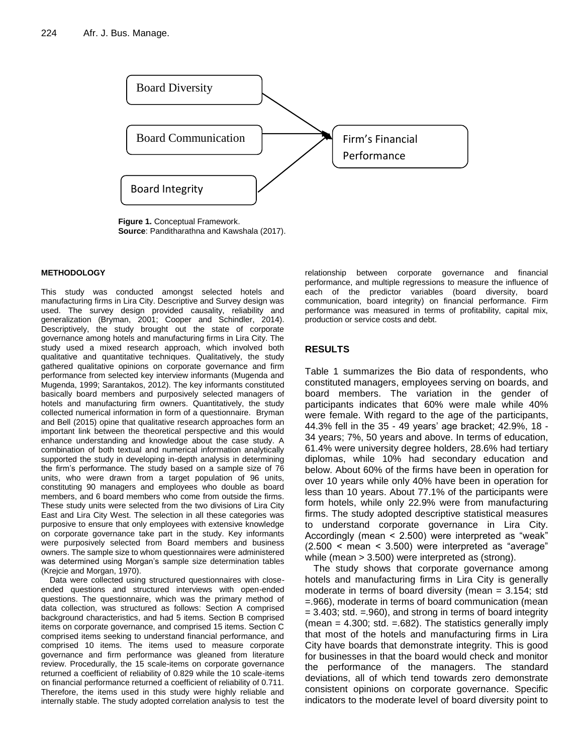Board Diversity

Board Communication

Board Integrity

Firm's Financial Performance

**Figure 1.** Conceptual Framework.
**Source**: Panditharathna and Kawshala (2017).

## METHODOLOGY

This study was conducted amongst selected hotels and manufacturing firms in Lira City. Descriptive and Survey design was used. The survey design provided causality, reliability and generalization (Bryman, 2001; Cooper and Schindler, 2014). Descriptively, the study brought out the state of corporate governance among hotels and manufacturing firms in Lira City. The study used a mixed research approach, which involved both qualitative and quantitative techniques. Qualitatively, the study gathered qualitative opinions on corporate governance and firm performance from selected key interview informants (Mugenda and Mugenda, 1999; Sarantakos, 2012). The key informants constituted basically board members and purposively selected managers of hotels and manufacturing firm owners. Quantitatively, the study collected numerical information in form of a questionnaire. Bryman and Bell (2015) opine that qualitative research approaches form an important link between the theoretical perspective and this would enhance understanding and knowledge about the case study. A combination of both textual and numerical information analytically supported the study in developing in-depth analysis in determining the firm's performance. The study based on a sample size of 76 units, who were drawn from a target population of 96 units, constituting 90 managers and employees who double as board members, and 6 board members who come from outside the firms. These study units were selected from the two divisions of Lira City East and Lira City West. The selection in all these categories was purposive to ensure that only employees with extensive knowledge on corporate governance take part in the study. Key informants were purposively selected from Board members and business owners. The sample size to whom questionnaires were administered was determined using Morgan's sample size determination tables (Krejcie and Morgan, 1970).

Data were collected using structured questionnaires with close-ended questions and structured interviews with open-ended questions. The questionnaire, which was the primary method of data collection, was structured as follows: Section A comprised background characteristics, and had 5 items. Section B comprised items on corporate governance, and comprised 15 items. Section C comprised items seeking to understand financial performance, and comprised 10 items. The items used to measure corporate governance and firm performance was gleaned from literature review. Procedurally, the 15 scale-items on corporate governance returned a coefficient of reliability of 0.829 while the 10 scale-items on financial performance returned a coefficient of reliability of 0.711. Therefore, the items used in this study were highly reliable and internally stable. The study adopted correlation analysis to test the relationship between corporate governance and financial performance, and multiple regressions to measure the influence of each of the predictor variables (board diversity, board communication, board integrity) on financial performance. Firm performance was measured in terms of profitability, capital mix, production or service costs and debt.

## RESULTS

Table 1 summarizes the Bio data of respondents, who constituted managers, employees serving on boards, and board members. The variation in the gender of participants indicates that 60% were male while 40% were female. With regard to the age of the participants, 44.3% fell in the 35 - 49 years' age bracket; 42.9%, 18 - 34 years; 7%, 50 years and above. In terms of education, 61.4% were university degree holders, 28.6% had tertiary diplomas, while 10% had secondary education and below. About 60% of the firms have been in operation for over 10 years while only 40% have been in operation for less than 10 years. About 77.1% of the participants were form hotels, while only 22.9% were from manufacturing firms. The study adopted descriptive statistical measures to understand corporate governance in Lira City. Accordingly (mean < 2.500) were interpreted as "weak" (2.500 < mean < 3.500) were interpreted as "average" while (mean > 3.500) were interpreted as (strong).

The study shows that corporate governance among hotels and manufacturing firms in Lira City is generally moderate in terms of board diversity (mean = 3.154; std =.966), moderate in terms of board communication (mean = 3.403; std. =.960), and strong in terms of board integrity (mean = 4.300; std. =.682). The statistics generally imply that most of the hotels and manufacturing firms in Lira City have boards that demonstrate integrity. This is good for businesses in that the board would check and monitor the performance of the managers. The standard deviations, all of which tend towards zero demonstrate consistent opinions on corporate governance. Specific indicators to the moderate level of board diversity point to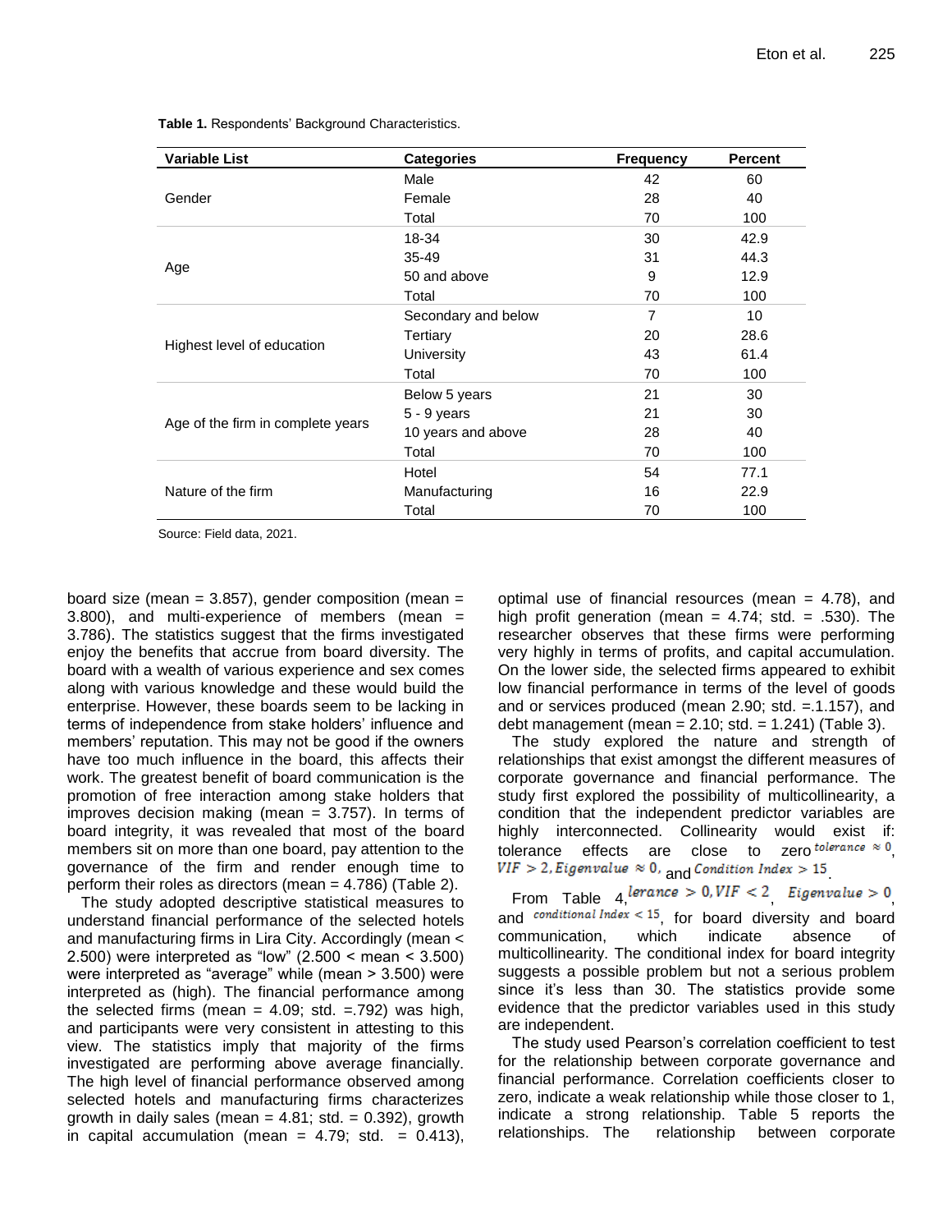**Table 1.** Respondents' Background Characteristics.

| Variable List | Categories | Frequency | Percent |
|---|---|---|---|
| Gender | Male | 42 | 60 |
| | Female | 28 | 40 |
| | Total | 70 | 100 |
| Age | 18-34 | 30 | 42.9 |
| | 35-49 | 31 | 44.3 |
| | 50 and above | 9 | 12.9 |
| | Total | 70 | 100 |
| Highest level of education | Secondary and below | 7 | 10 |
| | Tertiary | 20 | 28.6 |
| | University | 43 | 61.4 |
| | Total | 70 | 100 |
| Age of the firm in complete years | Below 5 years | 21 | 30 |
| | 5 - 9 years | 21 | 30 |
| | 10 years and above | 28 | 40 |
| | Total | 70 | 100 |
| Nature of the firm | Hotel | 54 | 77.1 |
| | Manufacturing | 16 | 22.9 |
| | Total | 70 | 100 |

Source: Field data, 2021.

board size (mean = 3.857), gender composition (mean = 3.800), and multi-experience of members (mean = 3.786). The statistics suggest that the firms investigated enjoy the benefits that accrue from board diversity. The board with a wealth of various experience and sex comes along with various knowledge and these would build the enterprise. However, these boards seem to be lacking in terms of independence from stake holders' influence and members' reputation. This may not be good if the owners have too much influence in the board, this affects their work. The greatest benefit of board communication is the promotion of free interaction among stake holders that improves decision making (mean = 3.757). In terms of board integrity, it was revealed that most of the board members sit on more than one board, pay attention to the governance of the firm and render enough time to perform their roles as directors (mean = 4.786) (Table 2).

The study adopted descriptive statistical measures to understand financial performance of the selected hotels and manufacturing firms in Lira City. Accordingly (mean < 2.500) were interpreted as "low" (2.500 < mean < 3.500) were interpreted as "average" while (mean > 3.500) were interpreted as (high). The financial performance among the selected firms (mean = 4.09; std. =.792) was high, and participants were very consistent in attesting to this view. The statistics imply that majority of the firms investigated are performing above average financially. The high level of financial performance observed among selected hotels and manufacturing firms characterizes growth in daily sales (mean = 4.81; std. = 0.392), growth in capital accumulation (mean = 4.79; std. = 0.413), optimal use of financial resources (mean = 4.78), and high profit generation (mean = 4.74; std. = .530). The researcher observes that these firms were performing very highly in terms of profits, and capital accumulation. On the lower side, the selected firms appeared to exhibit low financial performance in terms of the level of goods and or services produced (mean 2.90; std. =.1.157), and debt management (mean = 2.10; std. = 1.241) (Table 3).

The study explored the nature and strength of relationships that exist amongst the different measures of corporate governance and financial performance. The study first explored the possibility of multicollinearity, a condition that the independent predictor variables are highly interconnected. Collinearity would exist if: tolerance effects are close to zero $tolerance \approx 0$, $VIF > 2, Eigenvalue \approx 0,$ and $Condition\ Index > 15$.

From Table 4, $lerance > 0, VIF < 2$, $Eigenvalue > 0$, and $conditional\ Index < 15$, for board diversity and board communication, which indicate absence of multicollinearity. The conditional index for board integrity suggests a possible problem but not a serious problem since it's less than 30. The statistics provide some evidence that the predictor variables used in this study are independent.

The study used Pearson's correlation coefficient to test for the relationship between corporate governance and financial performance. Correlation coefficients closer to zero, indicate a weak relationship while those closer to 1, indicate a strong relationship. Table 5 reports the relationships. The relationship between corporate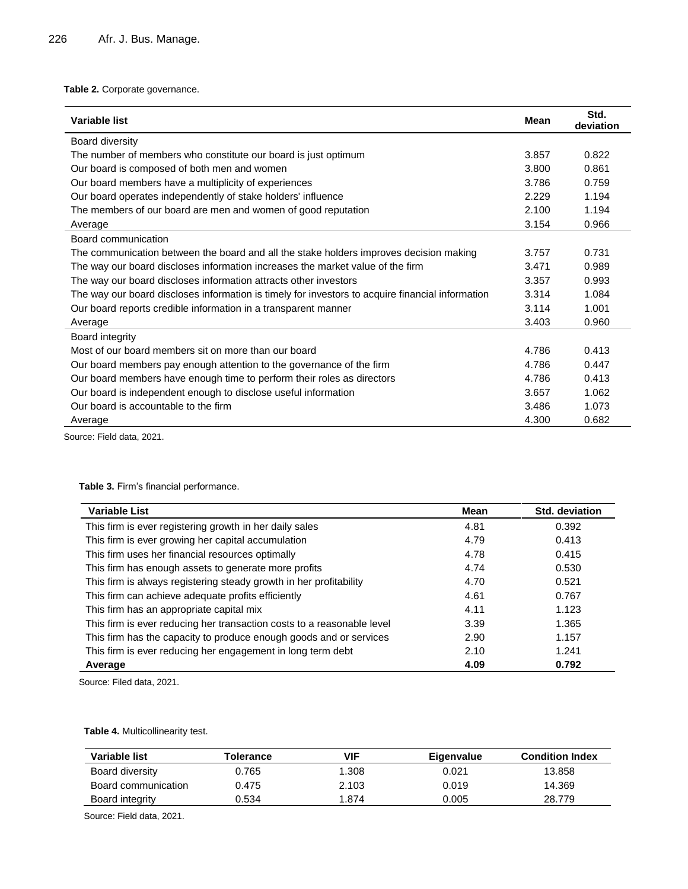**Table 2.** Corporate governance.

| Variable list | Mean | Std. deviation |
|---|---|---|
| Board diversity | | |
| The number of members who constitute our board is just optimum | 3.857 | 0.822 |
| Our board is composed of both men and women | 3.800 | 0.861 |
| Our board members have a multiplicity of experiences | 3.786 | 0.759 |
| Our board operates independently of stake holders' influence | 2.229 | 1.194 |
| The members of our board are men and women of good reputation | 2.100 | 1.194 |
| Average | 3.154 | 0.966 |
| Board communication | | |
| The communication between the board and all the stake holders improves decision making | 3.757 | 0.731 |
| The way our board discloses information increases the market value of the firm | 3.471 | 0.989 |
| The way our board discloses information attracts other investors | 3.357 | 0.993 |
| The way our board discloses information is timely for investors to acquire financial information | 3.314 | 1.084 |
| Our board reports credible information in a transparent manner | 3.114 | 1.001 |
| Average | 3.403 | 0.960 |
| Board integrity | | |
| Most of our board members sit on more than our board | 4.786 | 0.413 |
| Our board members pay enough attention to the governance of the firm | 4.786 | 0.447 |
| Our board members have enough time to perform their roles as directors | 4.786 | 0.413 |
| Our board is independent enough to disclose useful information | 3.657 | 1.062 |
| Our board is accountable to the firm | 3.486 | 1.073 |
| Average | 4.300 | 0.682 |

Source: Field data, 2021.

**Table 3.** Firm's financial performance.

| Variable List | Mean | Std. deviation |
|---|---|---|
| This firm is ever registering growth in her daily sales | 4.81 | 0.392 |
| This firm is ever growing her capital accumulation | 4.79 | 0.413 |
| This firm uses her financial resources optimally | 4.78 | 0.415 |
| This firm has enough assets to generate more profits | 4.74 | 0.530 |
| This firm is always registering steady growth in her profitability | 4.70 | 0.521 |
| This firm can achieve adequate profits efficiently | 4.61 | 0.767 |
| This firm has an appropriate capital mix | 4.11 | 1.123 |
| This firm is ever reducing her transaction costs to a reasonable level | 3.39 | 1.365 |
| This firm has the capacity to produce enough goods and or services | 2.90 | 1.157 |
| This firm is ever reducing her engagement in long term debt | 2.10 | 1.241 |
| **Average** | **4.09** | **0.792** |

Source: Filed data, 2021.

**Table 4.** Multicollinearity test.

| Variable list | Tolerance | VIF | Eigenvalue | Condition Index |
|---|---|---|---|---|
| Board diversity | 0.765 | 1.308 | 0.021 | 13.858 |
| Board communication | 0.475 | 2.103 | 0.019 | 14.369 |
| Board integrity | 0.534 | 1.874 | 0.005 | 28.779 |

Source: Field data, 2021.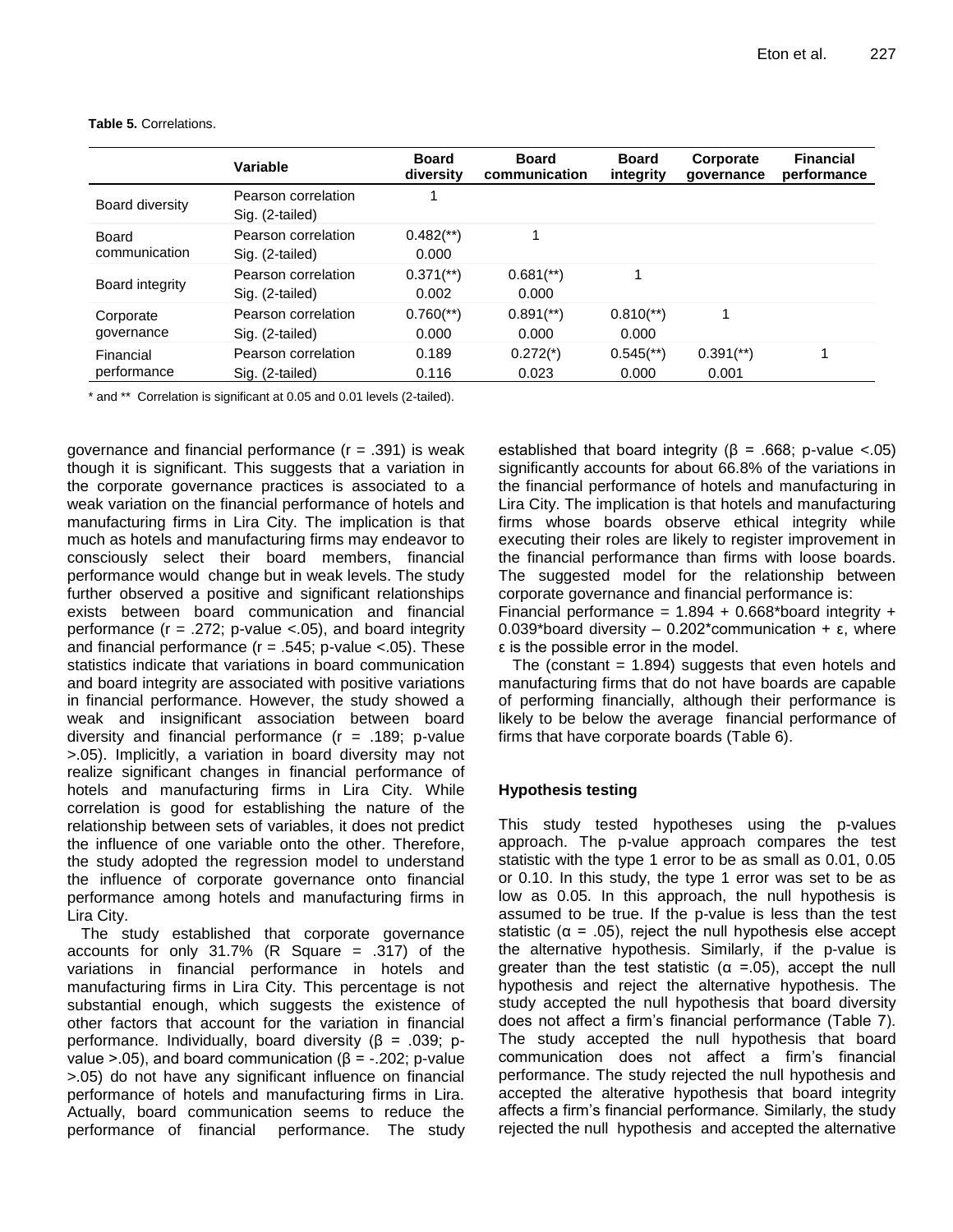**Table 5.** Correlations.

| | Variable | Board diversity | Board communication | Board integrity | Corporate governance | Financial performance |
|---|---|---|---|---|---|---|
| Board diversity | Pearson correlation | 1 | | | | |
| | Sig. (2-tailed) | | | | | |
| Board communication | Pearson correlation | 0.482(**) | 1 | | | |
| | Sig. (2-tailed) | 0.000 | | | | |
| Board integrity | Pearson correlation | 0.371(**) | 0.681(**) | 1 | | |
| | Sig. (2-tailed) | 0.002 | 0.000 | | | |
| Corporate governance | Pearson correlation | 0.760(**) | 0.891(**) | 0.810(**) | 1 | |
| | Sig. (2-tailed) | 0.000 | 0.000 | 0.000 | | |
| Financial performance | Pearson correlation | 0.189 | 0.272(*) | 0.545(**) | 0.391(**) | 1 |
| | Sig. (2-tailed) | 0.116 | 0.023 | 0.000 | 0.001 | |

* and ** Correlation is significant at 0.05 and 0.01 levels (2-tailed).

governance and financial performance (r = .391) is weak though it is significant. This suggests that a variation in the corporate governance practices is associated to a weak variation on the financial performance of hotels and manufacturing firms in Lira City. The implication is that much as hotels and manufacturing firms may endeavor to consciously select their board members, financial performance would change but in weak levels. The study further observed a positive and significant relationships exists between board communication and financial performance (r = .272; p-value <.05), and board integrity and financial performance (r = .545; p-value <.05). These statistics indicate that variations in board communication and board integrity are associated with positive variations in financial performance. However, the study showed a weak and insignificant association between board diversity and financial performance (r = .189; p-value >.05). Implicitly, a variation in board diversity may not realize significant changes in financial performance of hotels and manufacturing firms in Lira City. While correlation is good for establishing the nature of the relationship between sets of variables, it does not predict the influence of one variable onto the other. Therefore, the study adopted the regression model to understand the influence of corporate governance onto financial performance among hotels and manufacturing firms in Lira City.

The study established that corporate governance accounts for only 31.7% (R Square = .317) of the variations in financial performance in hotels and manufacturing firms in Lira City. This percentage is not substantial enough, which suggests the existence of other factors that account for the variation in financial performance. Individually, board diversity (β = .039; p-value >.05), and board communication (β = -.202; p-value >.05) do not have any significant influence on financial performance of hotels and manufacturing firms in Lira. Actually, board communication seems to reduce the performance of financial performance. The study established that board integrity (β = .668; p-value <.05) significantly accounts for about 66.8% of the variations in the financial performance of hotels and manufacturing in Lira City. The implication is that hotels and manufacturing firms whose boards observe ethical integrity while executing their roles are likely to register improvement in the financial performance than firms with loose boards. The suggested model for the relationship between corporate governance and financial performance is:

Financial performance = 1.894 + 0.668*board integrity + 0.039*board diversity – 0.202*communication + ε, where ε is the possible error in the model.

The (constant = 1.894) suggests that even hotels and manufacturing firms that do not have boards are capable of performing financially, although their performance is likely to be below the average financial performance of firms that have corporate boards (Table 6).

### Hypothesis testing

This study tested hypotheses using the p-values approach. The p-value approach compares the test statistic with the type 1 error to be as small as 0.01, 0.05 or 0.10. In this study, the type 1 error was set to be as low as 0.05. In this approach, the null hypothesis is assumed to be true. If the p-value is less than the test statistic (α = .05), reject the null hypothesis else accept the alternative hypothesis. Similarly, if the p-value is greater than the test statistic (α =.05), accept the null hypothesis and reject the alternative hypothesis. The study accepted the null hypothesis that board diversity does not affect a firm's financial performance (Table 7). The study accepted the null hypothesis that board communication does not affect a firm's financial performance. The study rejected the null hypothesis and accepted the alterative hypothesis that board integrity affects a firm's financial performance. Similarly, the study rejected the null hypothesis and accepted the alternative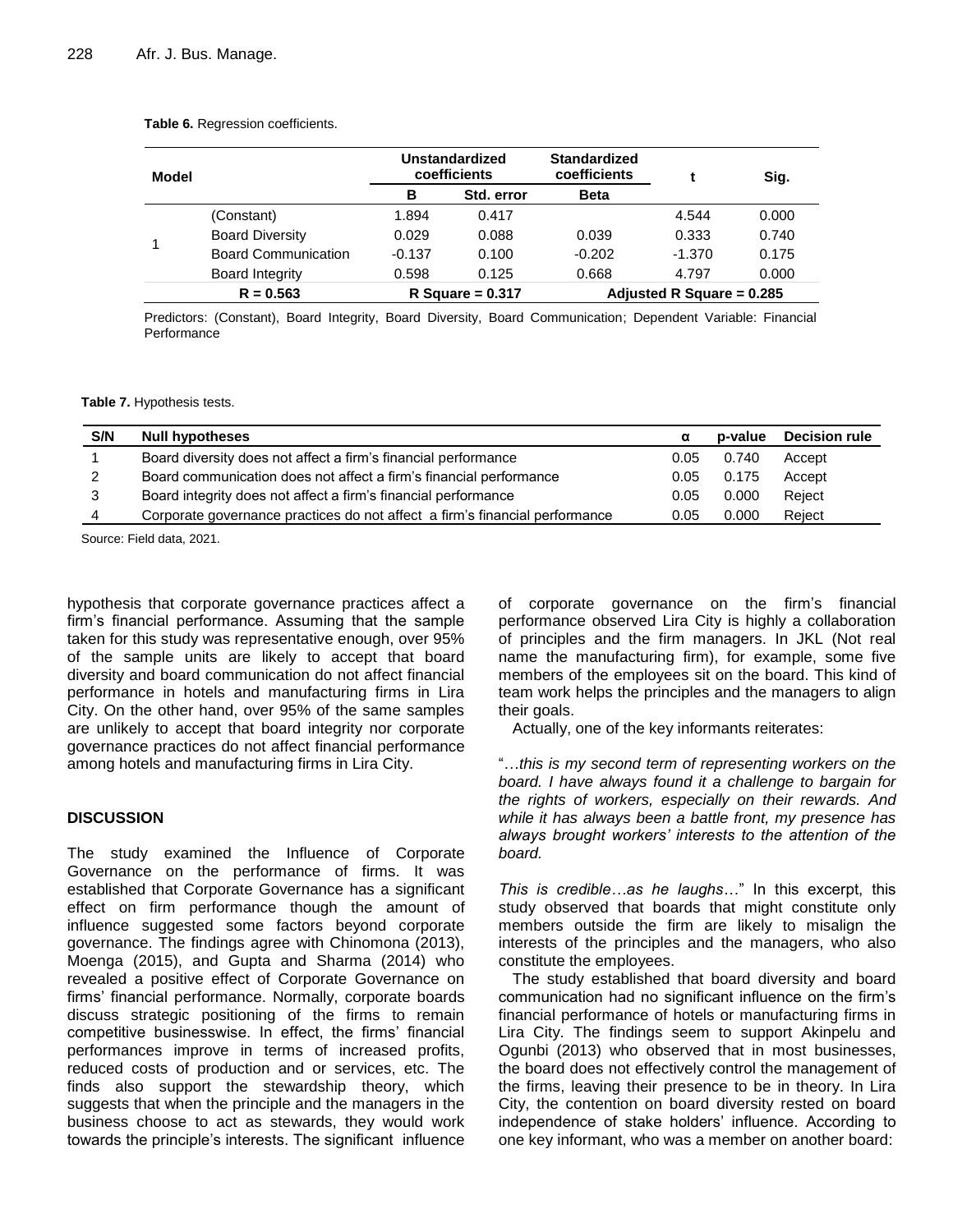**Table 6.** Regression coefficients.

| Model | | Unstandardized coefficients | | Standardized coefficients | t | Sig. |
|---|---|---|---|---|---|---|
| | | B | Std. error | Beta | | |
| 1 | (Constant) | 1.894 | 0.417 | | 4.544 | 0.000 |
| | Board Diversity | 0.029 | 0.088 | 0.039 | 0.333 | 0.740 |
| | Board Communication | -0.137 | 0.100 | -0.202 | -1.370 | 0.175 |
| | Board Integrity | 0.598 | 0.125 | 0.668 | 4.797 | 0.000 |
| R = 0.563 | | R Square = 0.317 | | Adjusted R Square = 0.285 | | |

Predictors: (Constant), Board Integrity, Board Diversity, Board Communication; Dependent Variable: Financial Performance

**Table 7.** Hypothesis tests.

| S/N | Null hypotheses | α | p-value | Decision rule |
|---|---|---|---|---|
| 1 | Board diversity does not affect a firm's financial performance | 0.05 | 0.740 | Accept |
| 2 | Board communication does not affect a firm's financial performance | 0.05 | 0.175 | Accept |
| 3 | Board integrity does not affect a firm's financial performance | 0.05 | 0.000 | Reject |
| 4 | Corporate governance practices do not affect a firm's financial performance | 0.05 | 0.000 | Reject |

Source: Field data, 2021.

hypothesis that corporate governance practices affect a firm's financial performance. Assuming that the sample taken for this study was representative enough, over 95% of the sample units are likely to accept that board diversity and board communication do not affect financial performance in hotels and manufacturing firms in Lira City. On the other hand, over 95% of the same samples are unlikely to accept that board integrity nor corporate governance practices do not affect financial performance among hotels and manufacturing firms in Lira City.

## DISCUSSION

The study examined the Influence of Corporate Governance on the performance of firms. It was established that Corporate Governance has a significant effect on firm performance though the amount of influence suggested some factors beyond corporate governance. The findings agree with Chinomona (2013), Moenga (2015), and Gupta and Sharma (2014) who revealed a positive effect of Corporate Governance on firms' financial performance. Normally, corporate boards discuss strategic positioning of the firms to remain competitive businesswise. In effect, the firms' financial performances improve in terms of increased profits, reduced costs of production and or services, etc. The finds also support the stewardship theory, which suggests that when the principle and the managers in the business choose to act as stewards, they would work towards the principle's interests. The significant influence of corporate governance on the firm's financial performance observed Lira City is highly a collaboration of principles and the firm managers. In JKL (Not real name the manufacturing firm), for example, some five members of the employees sit on the board. This kind of team work helps the principles and the managers to align their goals.

Actually, one of the key informants reiterates:

"…*this is my second term of representing workers on the board. I have always found it a challenge to bargain for the rights of workers, especially on their rewards. And while it has always been a battle front, my presence has always brought workers' interests to the attention of the board.*

*This is credible…as he laughs*…" In this excerpt, this study observed that boards that might constitute only members outside the firm are likely to misalign the interests of the principles and the managers, who also constitute the employees.

The study established that board diversity and board communication had no significant influence on the firm's financial performance of hotels or manufacturing firms in Lira City. The findings seem to support Akinpelu and Ogunbi (2013) who observed that in most businesses, the board does not effectively control the management of the firms, leaving their presence to be in theory. In Lira City, the contention on board diversity rested on board independence of stake holders' influence. According to one key informant, who was a member on another board: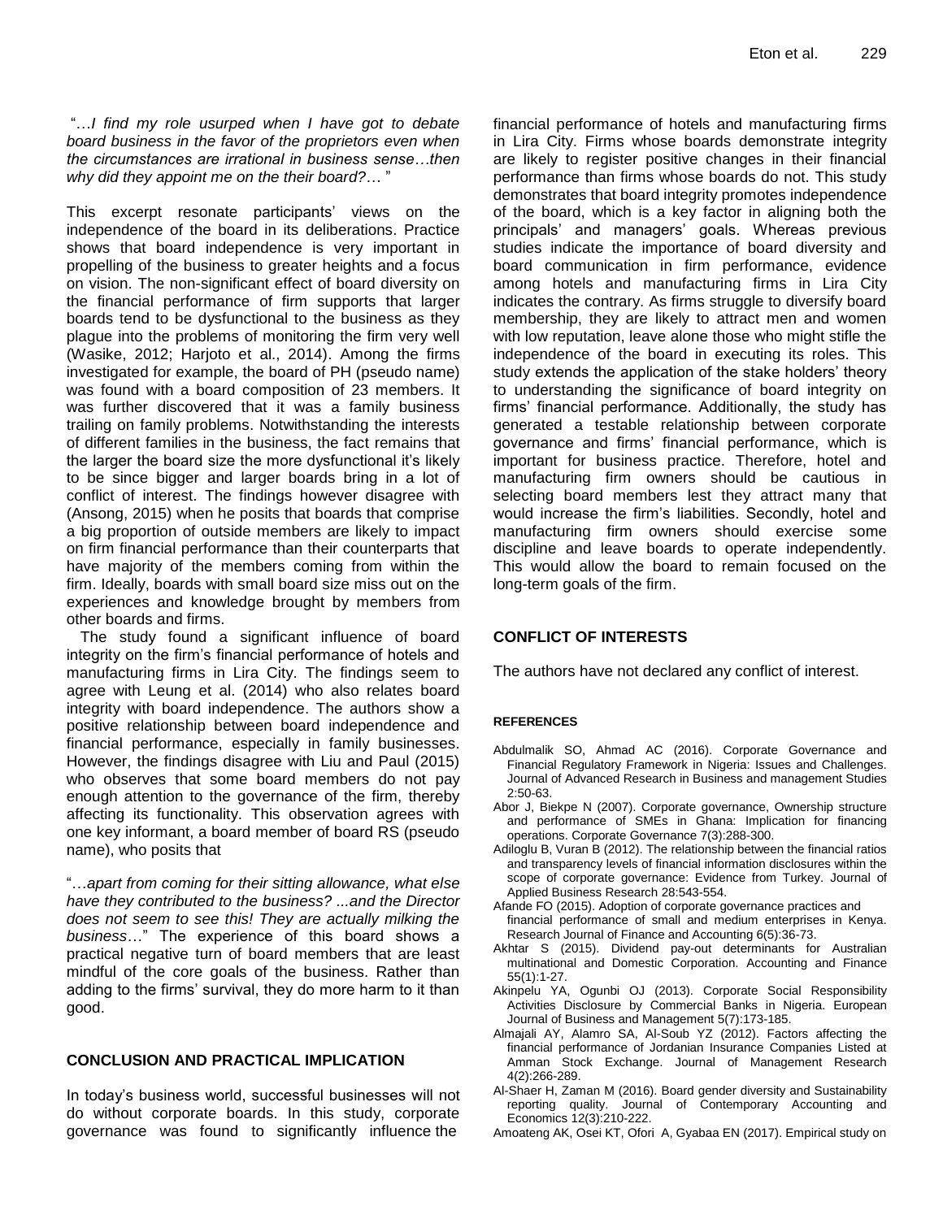"…*I find my role usurped when I have got to debate board business in the favor of the proprietors even when the circumstances are irrational in business sense…then why did they appoint me on the their board?…* "

This excerpt resonate participants' views on the independence of the board in its deliberations. Practice shows that board independence is very important in propelling of the business to greater heights and a focus on vision. The non-significant effect of board diversity on the financial performance of firm supports that larger boards tend to be dysfunctional to the business as they plague into the problems of monitoring the firm very well (Wasike, 2012; Harjoto et al., 2014). Among the firms investigated for example, the board of PH (pseudo name) was found with a board composition of 23 members. It was further discovered that it was a family business trailing on family problems. Notwithstanding the interests of different families in the business, the fact remains that the larger the board size the more dysfunctional it's likely to be since bigger and larger boards bring in a lot of conflict of interest. The findings however disagree with (Ansong, 2015) when he posits that boards that comprise a big proportion of outside members are likely to impact on firm financial performance than their counterparts that have majority of the members coming from within the firm. Ideally, boards with small board size miss out on the experiences and knowledge brought by members from other boards and firms.

The study found a significant influence of board integrity on the firm's financial performance of hotels and manufacturing firms in Lira City. The findings seem to agree with Leung et al. (2014) who also relates board integrity with board independence. The authors show a positive relationship between board independence and financial performance, especially in family businesses. However, the findings disagree with Liu and Paul (2015) who observes that some board members do not pay enough attention to the governance of the firm, thereby affecting its functionality. This observation agrees with one key informant, a board member of board RS (pseudo name), who posits that

"…*apart from coming for their sitting allowance, what else have they contributed to the business? ...and the Director does not seem to see this! They are actually milking the business*…" The experience of this board shows a practical negative turn of board members that are least mindful of the core goals of the business. Rather than adding to the firms' survival, they do more harm to it than good.

## CONCLUSION AND PRACTICAL IMPLICATION

In today's business world, successful businesses will not do without corporate boards. In this study, corporate governance was found to significantly influence the financial performance of hotels and manufacturing firms in Lira City. Firms whose boards demonstrate integrity are likely to register positive changes in their financial performance than firms whose boards do not. This study demonstrates that board integrity promotes independence of the board, which is a key factor in aligning both the principals' and managers' goals. Whereas previous studies indicate the importance of board diversity and board communication in firm performance, evidence among hotels and manufacturing firms in Lira City indicates the contrary. As firms struggle to diversify board membership, they are likely to attract men and women with low reputation, leave alone those who might stifle the independence of the board in executing its roles. This study extends the application of the stake holders' theory to understanding the significance of board integrity on firms' financial performance. Additionally, the study has generated a testable relationship between corporate governance and firms' financial performance, which is important for business practice. Therefore, hotel and manufacturing firm owners should be cautious in selecting board members lest they attract many that would increase the firm's liabilities. Secondly, hotel and manufacturing firm owners should exercise some discipline and leave boards to operate independently. This would allow the board to remain focused on the long-term goals of the firm.

## CONFLICT OF INTERESTS

The authors have not declared any conflict of interest.

## REFERENCES

Abdulmalik SO, Ahmad AC (2016). Corporate Governance and Financial Regulatory Framework in Nigeria: Issues and Challenges. Journal of Advanced Research in Business and management Studies 2:50-63.

Abor J, Biekpe N (2007). Corporate governance, Ownership structure and performance of SMEs in Ghana: Implication for financing operations. Corporate Governance 7(3):288-300.

Adiloglu B, Vuran B (2012). The relationship between the financial ratios and transparency levels of financial information disclosures within the scope of corporate governance: Evidence from Turkey. Journal of Applied Business Research 28:543-554.

Afande FO (2015). Adoption of corporate governance practices and financial performance of small and medium enterprises in Kenya. Research Journal of Finance and Accounting 6(5):36-73.

Akhtar S (2015). Dividend pay-out determinants for Australian multinational and Domestic Corporation. Accounting and Finance 55(1):1-27.

Akinpelu YA, Ogunbi OJ (2013). Corporate Social Responsibility Activities Disclosure by Commercial Banks in Nigeria. European Journal of Business and Management 5(7):173-185.

Almajali AY, Alamro SA, Al-Soub YZ (2012). Factors affecting the financial performance of Jordanian Insurance Companies Listed at Amman Stock Exchange. Journal of Management Research 4(2):266-289.

Al-Shaer H, Zaman M (2016). Board gender diversity and Sustainability reporting quality. Journal of Contemporary Accounting and Economics 12(3):210-222.

Amoateng AK, Osei KT, Ofori A, Gyabaa EN (2017). Empirical study on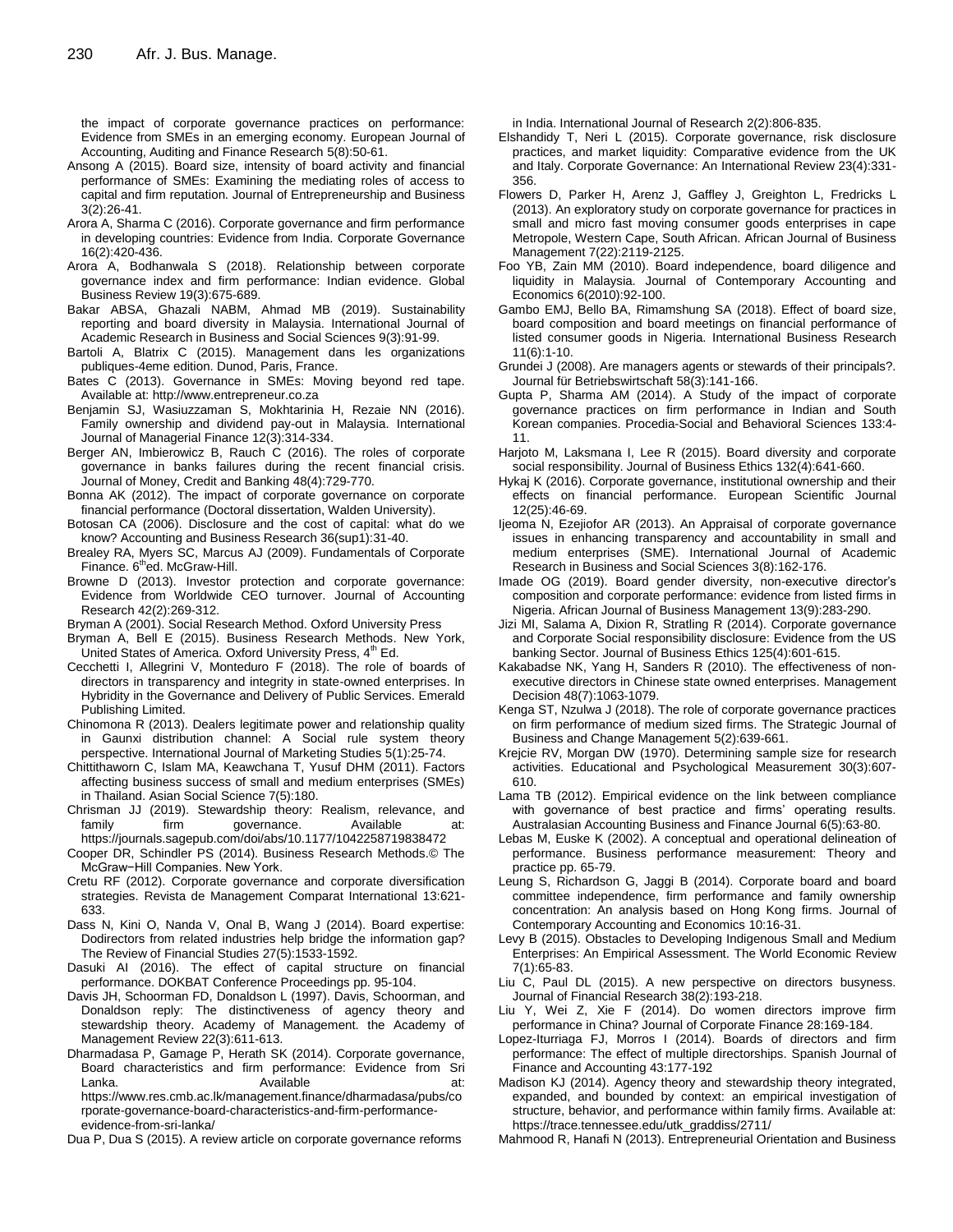the impact of corporate governance practices on performance: Evidence from SMEs in an emerging economy. European Journal of Accounting, Auditing and Finance Research 5(8):50-61.

Ansong A (2015). Board size, intensity of board activity and financial performance of SMEs: Examining the mediating roles of access to capital and firm reputation. Journal of Entrepreneurship and Business 3(2):26-41.

Arora A, Sharma C (2016). Corporate governance and firm performance in developing countries: Evidence from India. Corporate Governance 16(2):420-436.

Arora A, Bodhanwala S (2018). Relationship between corporate governance index and firm performance: Indian evidence. Global Business Review 19(3):675-689.

Bakar ABSA, Ghazali NABM, Ahmad MB (2019). Sustainability reporting and board diversity in Malaysia. International Journal of Academic Research in Business and Social Sciences 9(3):91-99.

Bartoli A, Blatrix C (2015). Management dans les organizations publiques-4eme edition. Dunod, Paris, France.

Bates C (2013). Governance in SMEs: Moving beyond red tape. Available at: http://www.entrepreneur.co.za

Benjamin SJ, Wasiuzzaman S, Mokhtarinia H, Rezaie NN (2016). Family ownership and dividend pay-out in Malaysia. International Journal of Managerial Finance 12(3):314-334.

Berger AN, Imbierowicz B, Rauch C (2016). The roles of corporate governance in banks failures during the recent financial crisis. Journal of Money, Credit and Banking 48(4):729-770.

Bonna AK (2012). The impact of corporate governance on corporate financial performance (Doctoral dissertation, Walden University).

Botosan CA (2006). Disclosure and the cost of capital: what do we know? Accounting and Business Research 36(sup1):31-40.

Brealey RA, Myers SC, Marcus AJ (2009). Fundamentals of Corporate Finance. 6thed. McGraw-Hill.

Browne D (2013). Investor protection and corporate governance: Evidence from Worldwide CEO turnover. Journal of Accounting Research 42(2):269-312.

Bryman A (2001). Social Research Method. Oxford University Press

Bryman A, Bell E (2015). Business Research Methods. New York, United States of America. Oxford University Press, 4th Ed.

Cecchetti I, Allegrini V, Monteduro F (2018). The role of boards of directors in transparency and integrity in state-owned enterprises. In Hybridity in the Governance and Delivery of Public Services. Emerald Publishing Limited.

Chinomona R (2013). Dealers legitimate power and relationship quality in Gaunxi distribution channel: A Social rule system theory perspective. International Journal of Marketing Studies 5(1):25-74.

Chittithaworn C, Islam MA, Keawchana T, Yusuf DHM (2011). Factors affecting business success of small and medium enterprises (SMEs) in Thailand. Asian Social Science 7(5):180.

Chrisman JJ (2019). Stewardship theory: Realism, relevance, and family firm governance. Available at: https://journals.sagepub.com/doi/abs/10.1177/1042258719838472

Cooper DR, Schindler PS (2014). Business Research Methods.© The McGraw−Hill Companies. New York.

Cretu RF (2012). Corporate governance and corporate diversification strategies. Revista de Management Comparat International 13:621-633.

Dass N, Kini O, Nanda V, Onal B, Wang J (2014). Board expertise: Dodirectors from related industries help bridge the information gap? The Review of Financial Studies 27(5):1533-1592.

Dasuki AI (2016). The effect of capital structure on financial performance. DOKBAT Conference Proceedings pp. 95-104.

Davis JH, Schoorman FD, Donaldson L (1997). Davis, Schoorman, and Donaldson reply: The distinctiveness of agency theory and stewardship theory. Academy of Management. the Academy of Management Review 22(3):611-613.

Dharmadasa P, Gamage P, Herath SK (2014). Corporate governance, Board characteristics and firm performance: Evidence from Sri Lanka. Available at: https://www.res.cmb.ac.lk/management.finance/dharmadasa/pubs/corporate-governance-board-characteristics-and-firm-performance-evidence-from-sri-lanka/

Dua P, Dua S (2015). A review article on corporate governance reforms in India. International Journal of Research 2(2):806-835.

Elshandidy T, Neri L (2015). Corporate governance, risk disclosure practices, and market liquidity: Comparative evidence from the UK and Italy. Corporate Governance: An International Review 23(4):331-356.

Flowers D, Parker H, Arenz J, Gaffley J, Greighton L, Fredricks L (2013). An exploratory study on corporate governance for practices in small and micro fast moving consumer goods enterprises in cape Metropole, Western Cape, South African. African Journal of Business Management 7(22):2119-2125.

Foo YB, Zain MM (2010). Board independence, board diligence and liquidity in Malaysia. Journal of Contemporary Accounting and Economics 6(2010):92-100.

Gambo EMJ, Bello BA, Rimamshung SA (2018). Effect of board size, board composition and board meetings on financial performance of listed consumer goods in Nigeria. International Business Research 11(6):1-10.

Grundei J (2008). Are managers agents or stewards of their principals?. Journal für Betriebswirtschaft 58(3):141-166.

Gupta P, Sharma AM (2014). A Study of the impact of corporate governance practices on firm performance in Indian and South Korean companies. Procedia-Social and Behavioral Sciences 133:4-11.

Harjoto M, Laksmana I, Lee R (2015). Board diversity and corporate social responsibility. Journal of Business Ethics 132(4):641-660.

Hykaj K (2016). Corporate governance, institutional ownership and their effects on financial performance. European Scientific Journal 12(25):46-69.

Ijeoma N, Ezejiofor AR (2013). An Appraisal of corporate governance issues in enhancing transparency and accountability in small and medium enterprises (SME). International Journal of Academic Research in Business and Social Sciences 3(8):162-176.

Imade OG (2019). Board gender diversity, non-executive director's composition and corporate performance: evidence from listed firms in Nigeria. African Journal of Business Management 13(9):283-290.

Jizi MI, Salama A, Dixion R, Stratling R (2014). Corporate governance and Corporate Social responsibility disclosure: Evidence from the US banking Sector. Journal of Business Ethics 125(4):601-615.

Kakabadse NK, Yang H, Sanders R (2010). The effectiveness of non-executive directors in Chinese state owned enterprises. Management Decision 48(7):1063-1079.

Kenga ST, Nzulwa J (2018). The role of corporate governance practices on firm performance of medium sized firms. The Strategic Journal of Business and Change Management 5(2):639-661.

Krejcie RV, Morgan DW (1970). Determining sample size for research activities. Educational and Psychological Measurement 30(3):607-610.

Lama TB (2012). Empirical evidence on the link between compliance with governance of best practice and firms' operating results. Australasian Accounting Business and Finance Journal 6(5):63-80.

Lebas M, Euske K (2002). A conceptual and operational delineation of performance. Business performance measurement: Theory and practice pp. 65-79.

Leung S, Richardson G, Jaggi B (2014). Corporate board and board committee independence, firm performance and family ownership concentration: An analysis based on Hong Kong firms. Journal of Contemporary Accounting and Economics 10:16-31.

Levy B (2015). Obstacles to Developing Indigenous Small and Medium Enterprises: An Empirical Assessment. The World Economic Review 7(1):65-83.

Liu C, Paul DL (2015). A new perspective on directors busyness. Journal of Financial Research 38(2):193-218.

Liu Y, Wei Z, Xie F (2014). Do women directors improve firm performance in China? Journal of Corporate Finance 28:169-184.

Lopez-Iturriaga FJ, Morros I (2014). Boards of directors and firm performance: The effect of multiple directorships. Spanish Journal of Finance and Accounting 43:177-192

Madison KJ (2014). Agency theory and stewardship theory integrated, expanded, and bounded by context: an empirical investigation of structure, behavior, and performance within family firms. Available at: https://trace.tennessee.edu/utk_graddiss/2711/

Mahmood R, Hanafi N (2013). Entrepreneurial Orientation and Business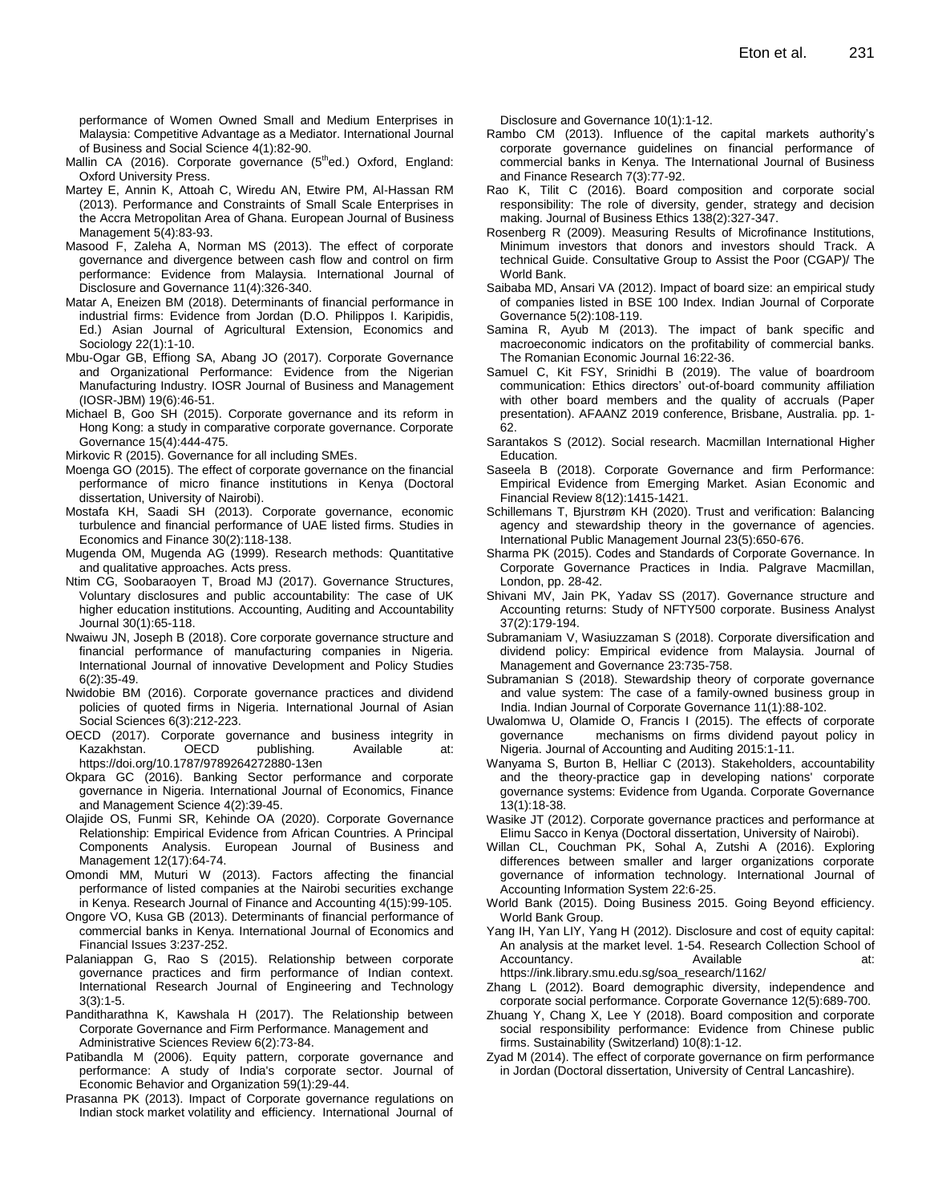performance of Women Owned Small and Medium Enterprises in Malaysia: Competitive Advantage as a Mediator. International Journal of Business and Social Science 4(1):82-90.

Mallin CA (2016). Corporate governance (5thed.) Oxford, England: Oxford University Press.

Martey E, Annin K, Attoah C, Wiredu AN, Etwire PM, Al-Hassan RM (2013). Performance and Constraints of Small Scale Enterprises in the Accra Metropolitan Area of Ghana. European Journal of Business Management 5(4):83-93.

Masood F, Zaleha A, Norman MS (2013). The effect of corporate governance and divergence between cash flow and control on firm performance: Evidence from Malaysia. International Journal of Disclosure and Governance 11(4):326-340.

Matar A, Eneizen BM (2018). Determinants of financial performance in industrial firms: Evidence from Jordan (D.O. Philippos I. Karipidis, Ed.) Asian Journal of Agricultural Extension, Economics and Sociology 22(1):1-10.

Mbu-Ogar GB, Effiong SA, Abang JO (2017). Corporate Governance and Organizational Performance: Evidence from the Nigerian Manufacturing Industry. IOSR Journal of Business and Management (IOSR-JBM) 19(6):46-51.

Michael B, Goo SH (2015). Corporate governance and its reform in Hong Kong: a study in comparative corporate governance. Corporate Governance 15(4):444-475.

Mirkovic R (2015). Governance for all including SMEs.

Moenga GO (2015). The effect of corporate governance on the financial performance of micro finance institutions in Kenya (Doctoral dissertation, University of Nairobi).

Mostafa KH, Saadi SH (2013). Corporate governance, economic turbulence and financial performance of UAE listed firms. Studies in Economics and Finance 30(2):118-138.

Mugenda OM, Mugenda AG (1999). Research methods: Quantitative and qualitative approaches. Acts press.

Ntim CG, Soobaraoyen T, Broad MJ (2017). Governance Structures, Voluntary disclosures and public accountability: The case of UK higher education institutions. Accounting, Auditing and Accountability Journal 30(1):65-118.

Nwaiwu JN, Joseph B (2018). Core corporate governance structure and financial performance of manufacturing companies in Nigeria. International Journal of innovative Development and Policy Studies 6(2):35-49.

Nwidobie BM (2016). Corporate governance practices and dividend policies of quoted firms in Nigeria. International Journal of Asian Social Sciences 6(3):212-223.

OECD (2017). Corporate governance and business integrity in Kazakhstan. OECD publishing. Available at: https://doi.org/10.1787/9789264272880-13en

Okpara GC (2016). Banking Sector performance and corporate governance in Nigeria. International Journal of Economics, Finance and Management Science 4(2):39-45.

Olajide OS, Funmi SR, Kehinde OA (2020). Corporate Governance Relationship: Empirical Evidence from African Countries. A Principal Components Analysis. European Journal of Business and Management 12(17):64-74.

Omondi MM, Muturi W (2013). Factors affecting the financial performance of listed companies at the Nairobi securities exchange in Kenya. Research Journal of Finance and Accounting 4(15):99-105.

Ongore VO, Kusa GB (2013). Determinants of financial performance of commercial banks in Kenya. International Journal of Economics and Financial Issues 3:237-252.

Palaniappan G, Rao S (2015). Relationship between corporate governance practices and firm performance of Indian context. International Research Journal of Engineering and Technology 3(3):1-5.

Panditharathna K, Kawshala H (2017). The Relationship between Corporate Governance and Firm Performance. Management and Administrative Sciences Review 6(2):73-84.

Patibandla M (2006). Equity pattern, corporate governance and performance: A study of India's corporate sector. Journal of Economic Behavior and Organization 59(1):29-44.

Prasanna PK (2013). Impact of Corporate governance regulations on Indian stock market volatility and efficiency. International Journal of Disclosure and Governance 10(1):1-12.

Rambo CM (2013). Influence of the capital markets authority's corporate governance guidelines on financial performance of commercial banks in Kenya. The International Journal of Business and Finance Research 7(3):77-92.

Rao K, Tilit C (2016). Board composition and corporate social responsibility: The role of diversity, gender, strategy and decision making. Journal of Business Ethics 138(2):327-347.

Rosenberg R (2009). Measuring Results of Microfinance Institutions, Minimum investors that donors and investors should Track. A technical Guide. Consultative Group to Assist the Poor (CGAP)/ The World Bank.

Saibaba MD, Ansari VA (2012). Impact of board size: an empirical study of companies listed in BSE 100 Index. Indian Journal of Corporate Governance 5(2):108-119.

Samina R, Ayub M (2013). The impact of bank specific and macroeconomic indicators on the profitability of commercial banks. The Romanian Economic Journal 16:22-36.

Samuel C, Kit FSY, Srinidhi B (2019). The value of boardroom communication: Ethics directors' out-of-board community affiliation with other board members and the quality of accruals (Paper presentation). AFAANZ 2019 conference, Brisbane, Australia. pp. 1-62.

Sarantakos S (2012). Social research. Macmillan International Higher Education.

Saseela B (2018). Corporate Governance and firm Performance: Empirical Evidence from Emerging Market. Asian Economic and Financial Review 8(12):1415-1421.

Schillemans T, Bjurstrøm KH (2020). Trust and verification: Balancing agency and stewardship theory in the governance of agencies. International Public Management Journal 23(5):650-676.

Sharma PK (2015). Codes and Standards of Corporate Governance. In Corporate Governance Practices in India. Palgrave Macmillan, London, pp. 28-42.

Shivani MV, Jain PK, Yadav SS (2017). Governance structure and Accounting returns: Study of NFTY500 corporate. Business Analyst 37(2):179-194.

Subramaniam V, Wasiuzzaman S (2018). Corporate diversification and dividend policy: Empirical evidence from Malaysia. Journal of Management and Governance 23:735-758.

Subramanian S (2018). Stewardship theory of corporate governance and value system: The case of a family-owned business group in India. Indian Journal of Corporate Governance 11(1):88-102.

Uwalomwa U, Olamide O, Francis I (2015). The effects of corporate governance mechanisms on firms dividend payout policy in Nigeria. Journal of Accounting and Auditing 2015:1-11.

Wanyama S, Burton B, Helliar C (2013). Stakeholders, accountability and the theory-practice gap in developing nations' corporate governance systems: Evidence from Uganda. Corporate Governance 13(1):18-38.

Wasike JT (2012). Corporate governance practices and performance at Elimu Sacco in Kenya (Doctoral dissertation, University of Nairobi).

Willan CL, Couchman PK, Sohal A, Zutshi A (2016). Exploring differences between smaller and larger organizations corporate governance of information technology. International Journal of Accounting Information System 22:6-25.

World Bank (2015). Doing Business 2015. Going Beyond efficiency. World Bank Group.

Yang IH, Yan LIY, Yang H (2012). Disclosure and cost of equity capital: An analysis at the market level. 1-54. Research Collection School of Accountancy. Available at: https://ink.library.smu.edu.sg/soa_research/1162/

Zhang L (2012). Board demographic diversity, independence and corporate social performance. Corporate Governance 12(5):689-700.

Zhuang Y, Chang X, Lee Y (2018). Board composition and corporate social responsibility performance: Evidence from Chinese public firms. Sustainability (Switzerland) 10(8):1-12.

Zyad M (2014). The effect of corporate governance on firm performance in Jordan (Doctoral dissertation, University of Central Lancashire).